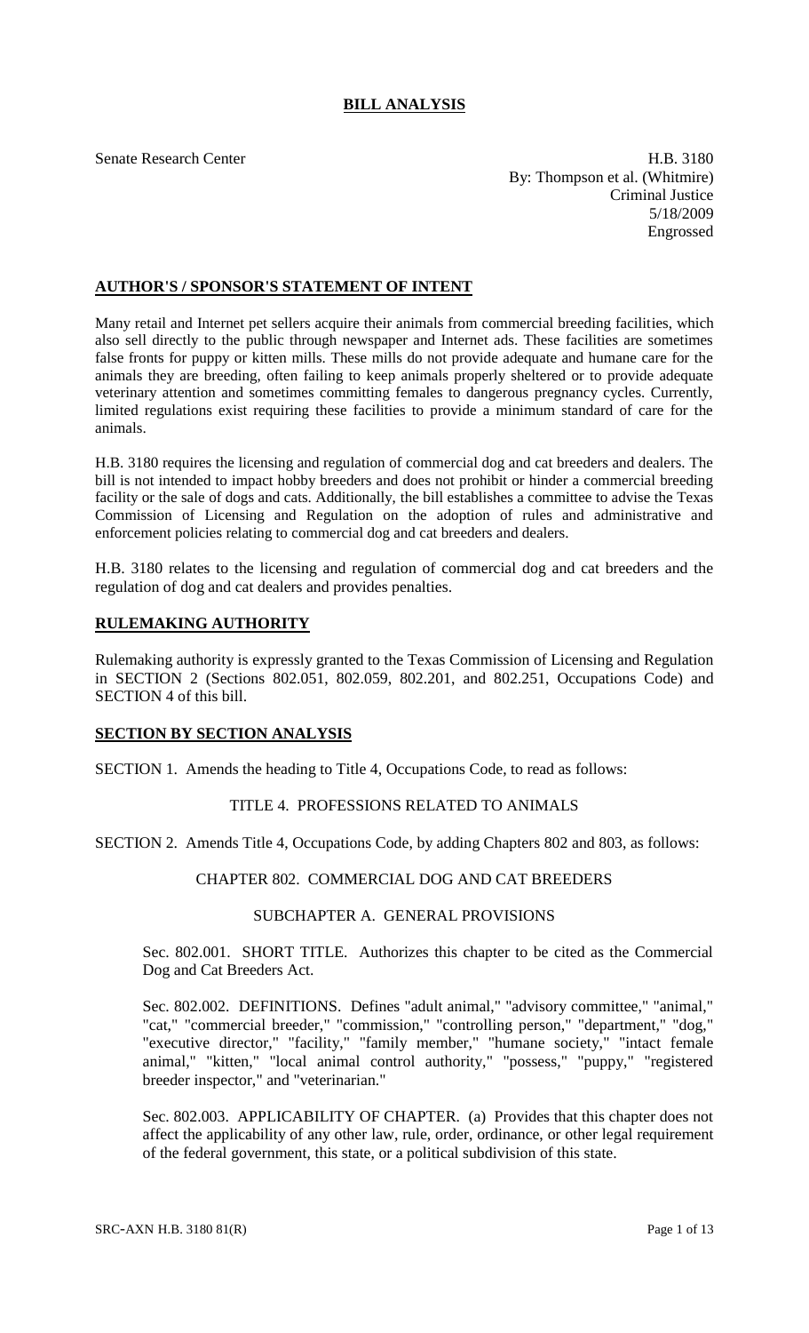# BILL ANALYSIS

Senate Research Center

H.B. 3180
By: Thompson et al. (Whitmire)
Criminal Justice
5/18/2009
Engrossed

## AUTHOR'S / SPONSOR'S STATEMENT OF INTENT

Many retail and Internet pet sellers acquire their animals from commercial breeding facilities, which also sell directly to the public through newspaper and Internet ads. These facilities are sometimes false fronts for puppy or kitten mills. These mills do not provide adequate and humane care for the animals they are breeding, often failing to keep animals properly sheltered or to provide adequate veterinary attention and sometimes committing females to dangerous pregnancy cycles. Currently, limited regulations exist requiring these facilities to provide a minimum standard of care for the animals.

H.B. 3180 requires the licensing and regulation of commercial dog and cat breeders and dealers. The bill is not intended to impact hobby breeders and does not prohibit or hinder a commercial breeding facility or the sale of dogs and cats. Additionally, the bill establishes a committee to advise the Texas Commission of Licensing and Regulation on the adoption of rules and administrative and enforcement policies relating to commercial dog and cat breeders and dealers.

H.B. 3180 relates to the licensing and regulation of commercial dog and cat breeders and the regulation of dog and cat dealers and provides penalties.

## RULEMAKING AUTHORITY

Rulemaking authority is expressly granted to the Texas Commission of Licensing and Regulation in SECTION 2 (Sections 802.051, 802.059, 802.201, and 802.251, Occupations Code) and SECTION 4 of this bill.

## SECTION BY SECTION ANALYSIS

SECTION 1. Amends the heading to Title 4, Occupations Code, to read as follows:

TITLE 4. PROFESSIONS RELATED TO ANIMALS

SECTION 2. Amends Title 4, Occupations Code, by adding Chapters 802 and 803, as follows:

CHAPTER 802. COMMERCIAL DOG AND CAT BREEDERS

SUBCHAPTER A. GENERAL PROVISIONS

Sec. 802.001. SHORT TITLE. Authorizes this chapter to be cited as the Commercial Dog and Cat Breeders Act.

Sec. 802.002. DEFINITIONS. Defines "adult animal," "advisory committee," "animal," "cat," "commercial breeder," "commission," "controlling person," "department," "dog," "executive director," "facility," "family member," "humane society," "intact female animal," "kitten," "local animal control authority," "possess," "puppy," "registered breeder inspector," and "veterinarian."

Sec. 802.003. APPLICABILITY OF CHAPTER. (a) Provides that this chapter does not affect the applicability of any other law, rule, order, ordinance, or other legal requirement of the federal government, this state, or a political subdivision of this state.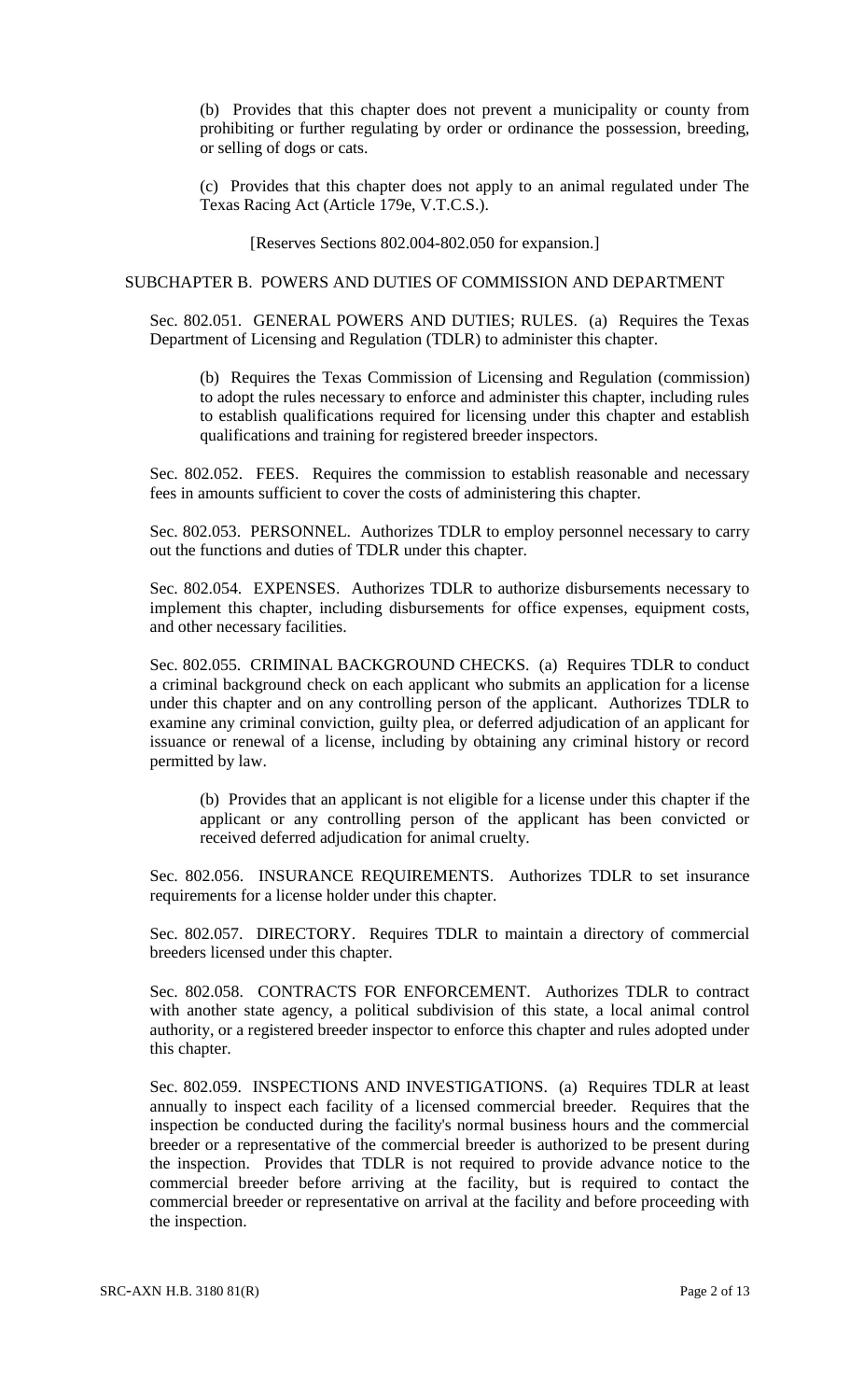(b) Provides that this chapter does not prevent a municipality or county from prohibiting or further regulating by order or ordinance the possession, breeding, or selling of dogs or cats.

(c) Provides that this chapter does not apply to an animal regulated under The Texas Racing Act (Article 179e, V.T.C.S.).

[Reserves Sections 802.004-802.050 for expansion.]

SUBCHAPTER B. POWERS AND DUTIES OF COMMISSION AND DEPARTMENT

Sec. 802.051. GENERAL POWERS AND DUTIES; RULES. (a) Requires the Texas Department of Licensing and Regulation (TDLR) to administer this chapter.

(b) Requires the Texas Commission of Licensing and Regulation (commission) to adopt the rules necessary to enforce and administer this chapter, including rules to establish qualifications required for licensing under this chapter and establish qualifications and training for registered breeder inspectors.

Sec. 802.052. FEES. Requires the commission to establish reasonable and necessary fees in amounts sufficient to cover the costs of administering this chapter.

Sec. 802.053. PERSONNEL. Authorizes TDLR to employ personnel necessary to carry out the functions and duties of TDLR under this chapter.

Sec. 802.054. EXPENSES. Authorizes TDLR to authorize disbursements necessary to implement this chapter, including disbursements for office expenses, equipment costs, and other necessary facilities.

Sec. 802.055. CRIMINAL BACKGROUND CHECKS. (a) Requires TDLR to conduct a criminal background check on each applicant who submits an application for a license under this chapter and on any controlling person of the applicant. Authorizes TDLR to examine any criminal conviction, guilty plea, or deferred adjudication of an applicant for issuance or renewal of a license, including by obtaining any criminal history or record permitted by law.

(b) Provides that an applicant is not eligible for a license under this chapter if the applicant or any controlling person of the applicant has been convicted or received deferred adjudication for animal cruelty.

Sec. 802.056. INSURANCE REQUIREMENTS. Authorizes TDLR to set insurance requirements for a license holder under this chapter.

Sec. 802.057. DIRECTORY. Requires TDLR to maintain a directory of commercial breeders licensed under this chapter.

Sec. 802.058. CONTRACTS FOR ENFORCEMENT. Authorizes TDLR to contract with another state agency, a political subdivision of this state, a local animal control authority, or a registered breeder inspector to enforce this chapter and rules adopted under this chapter.

Sec. 802.059. INSPECTIONS AND INVESTIGATIONS. (a) Requires TDLR at least annually to inspect each facility of a licensed commercial breeder. Requires that the inspection be conducted during the facility's normal business hours and the commercial breeder or a representative of the commercial breeder is authorized to be present during the inspection. Provides that TDLR is not required to provide advance notice to the commercial breeder before arriving at the facility, but is required to contact the commercial breeder or representative on arrival at the facility and before proceeding with the inspection.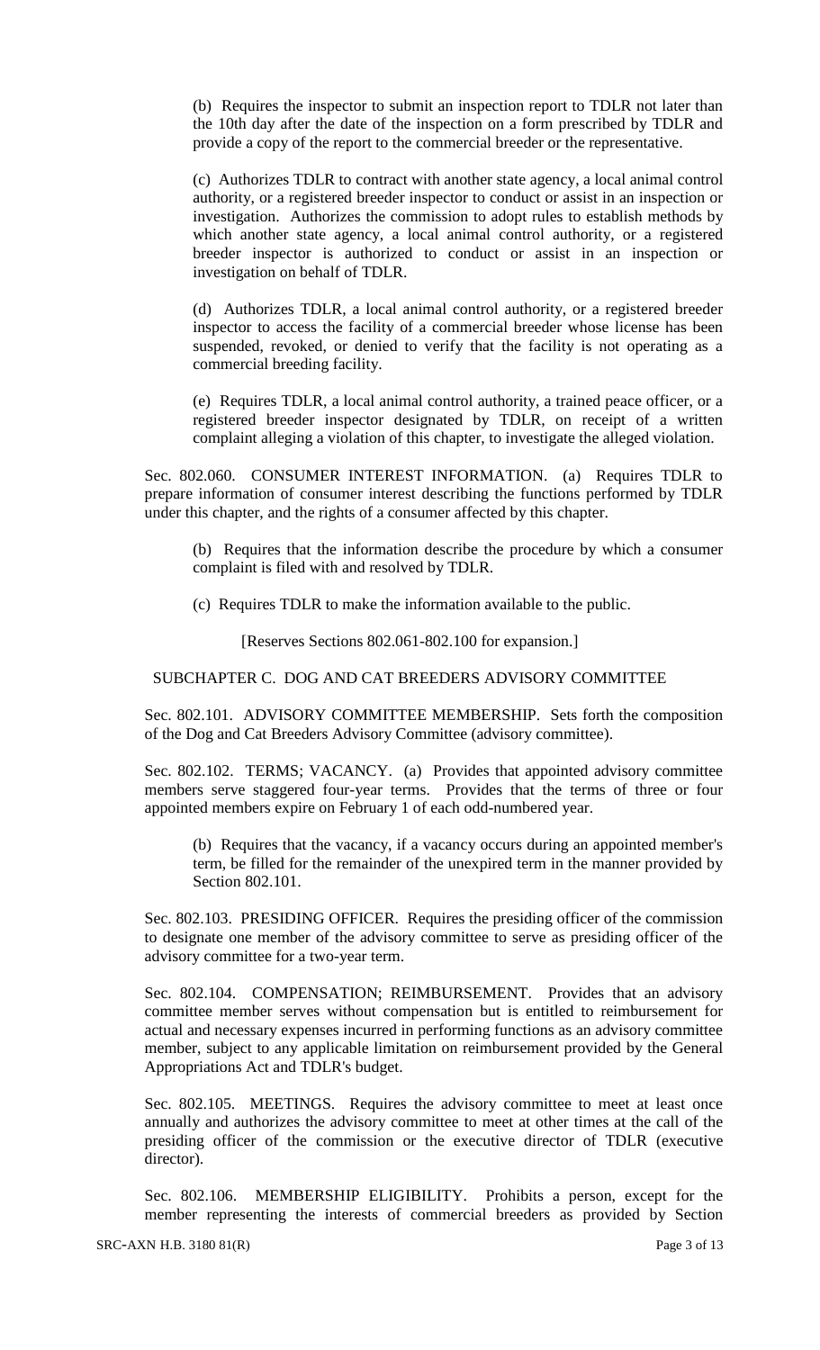(b) Requires the inspector to submit an inspection report to TDLR not later than the 10th day after the date of the inspection on a form prescribed by TDLR and provide a copy of the report to the commercial breeder or the representative.

(c) Authorizes TDLR to contract with another state agency, a local animal control authority, or a registered breeder inspector to conduct or assist in an inspection or investigation. Authorizes the commission to adopt rules to establish methods by which another state agency, a local animal control authority, or a registered breeder inspector is authorized to conduct or assist in an inspection or investigation on behalf of TDLR.

(d) Authorizes TDLR, a local animal control authority, or a registered breeder inspector to access the facility of a commercial breeder whose license has been suspended, revoked, or denied to verify that the facility is not operating as a commercial breeding facility.

(e) Requires TDLR, a local animal control authority, a trained peace officer, or a registered breeder inspector designated by TDLR, on receipt of a written complaint alleging a violation of this chapter, to investigate the alleged violation.

Sec. 802.060. CONSUMER INTEREST INFORMATION. (a) Requires TDLR to prepare information of consumer interest describing the functions performed by TDLR under this chapter, and the rights of a consumer affected by this chapter.

(b) Requires that the information describe the procedure by which a consumer complaint is filed with and resolved by TDLR.

(c) Requires TDLR to make the information available to the public.

[Reserves Sections 802.061-802.100 for expansion.]

SUBCHAPTER C. DOG AND CAT BREEDERS ADVISORY COMMITTEE

Sec. 802.101. ADVISORY COMMITTEE MEMBERSHIP. Sets forth the composition of the Dog and Cat Breeders Advisory Committee (advisory committee).

Sec. 802.102. TERMS; VACANCY. (a) Provides that appointed advisory committee members serve staggered four-year terms. Provides that the terms of three or four appointed members expire on February 1 of each odd-numbered year.

(b) Requires that the vacancy, if a vacancy occurs during an appointed member's term, be filled for the remainder of the unexpired term in the manner provided by Section 802.101.

Sec. 802.103. PRESIDING OFFICER. Requires the presiding officer of the commission to designate one member of the advisory committee to serve as presiding officer of the advisory committee for a two-year term.

Sec. 802.104. COMPENSATION; REIMBURSEMENT. Provides that an advisory committee member serves without compensation but is entitled to reimbursement for actual and necessary expenses incurred in performing functions as an advisory committee member, subject to any applicable limitation on reimbursement provided by the General Appropriations Act and TDLR's budget.

Sec. 802.105. MEETINGS. Requires the advisory committee to meet at least once annually and authorizes the advisory committee to meet at other times at the call of the presiding officer of the commission or the executive director of TDLR (executive director).

Sec. 802.106. MEMBERSHIP ELIGIBILITY. Prohibits a person, except for the member representing the interests of commercial breeders as provided by Section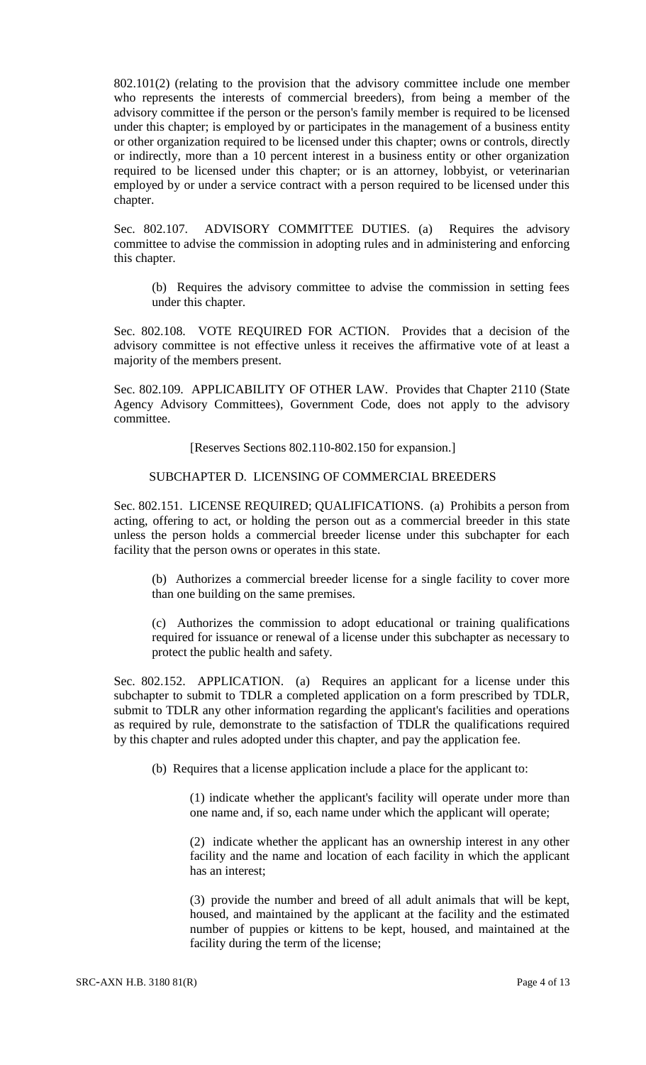802.101(2) (relating to the provision that the advisory committee include one member who represents the interests of commercial breeders), from being a member of the advisory committee if the person or the person's family member is required to be licensed under this chapter; is employed by or participates in the management of a business entity or other organization required to be licensed under this chapter; owns or controls, directly or indirectly, more than a 10 percent interest in a business entity or other organization required to be licensed under this chapter; or is an attorney, lobbyist, or veterinarian employed by or under a service contract with a person required to be licensed under this chapter.

Sec. 802.107. ADVISORY COMMITTEE DUTIES. (a) Requires the advisory committee to advise the commission in adopting rules and in administering and enforcing this chapter.

(b) Requires the advisory committee to advise the commission in setting fees under this chapter.

Sec. 802.108. VOTE REQUIRED FOR ACTION. Provides that a decision of the advisory committee is not effective unless it receives the affirmative vote of at least a majority of the members present.

Sec. 802.109. APPLICABILITY OF OTHER LAW. Provides that Chapter 2110 (State Agency Advisory Committees), Government Code, does not apply to the advisory committee.

[Reserves Sections 802.110-802.150 for expansion.]

SUBCHAPTER D. LICENSING OF COMMERCIAL BREEDERS

Sec. 802.151. LICENSE REQUIRED; QUALIFICATIONS. (a) Prohibits a person from acting, offering to act, or holding the person out as a commercial breeder in this state unless the person holds a commercial breeder license under this subchapter for each facility that the person owns or operates in this state.

(b) Authorizes a commercial breeder license for a single facility to cover more than one building on the same premises.

(c) Authorizes the commission to adopt educational or training qualifications required for issuance or renewal of a license under this subchapter as necessary to protect the public health and safety.

Sec. 802.152. APPLICATION. (a) Requires an applicant for a license under this subchapter to submit to TDLR a completed application on a form prescribed by TDLR, submit to TDLR any other information regarding the applicant's facilities and operations as required by rule, demonstrate to the satisfaction of TDLR the qualifications required by this chapter and rules adopted under this chapter, and pay the application fee.

(b) Requires that a license application include a place for the applicant to:

(1) indicate whether the applicant's facility will operate under more than one name and, if so, each name under which the applicant will operate;

(2) indicate whether the applicant has an ownership interest in any other facility and the name and location of each facility in which the applicant has an interest;

(3) provide the number and breed of all adult animals that will be kept, housed, and maintained by the applicant at the facility and the estimated number of puppies or kittens to be kept, housed, and maintained at the facility during the term of the license;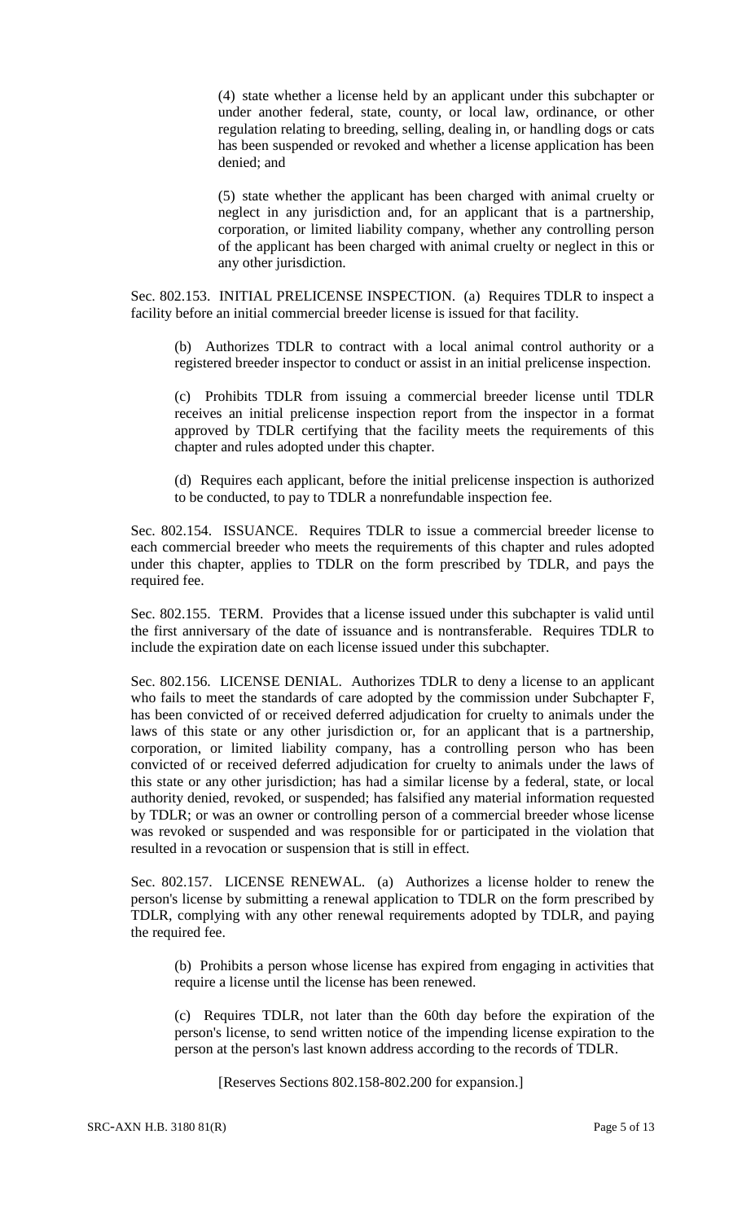(4) state whether a license held by an applicant under this subchapter or under another federal, state, county, or local law, ordinance, or other regulation relating to breeding, selling, dealing in, or handling dogs or cats has been suspended or revoked and whether a license application has been denied; and

(5) state whether the applicant has been charged with animal cruelty or neglect in any jurisdiction and, for an applicant that is a partnership, corporation, or limited liability company, whether any controlling person of the applicant has been charged with animal cruelty or neglect in this or any other jurisdiction.

Sec. 802.153. INITIAL PRELICENSE INSPECTION. (a) Requires TDLR to inspect a facility before an initial commercial breeder license is issued for that facility.

(b) Authorizes TDLR to contract with a local animal control authority or a registered breeder inspector to conduct or assist in an initial prelicense inspection.

(c) Prohibits TDLR from issuing a commercial breeder license until TDLR receives an initial prelicense inspection report from the inspector in a format approved by TDLR certifying that the facility meets the requirements of this chapter and rules adopted under this chapter.

(d) Requires each applicant, before the initial prelicense inspection is authorized to be conducted, to pay to TDLR a nonrefundable inspection fee.

Sec. 802.154. ISSUANCE. Requires TDLR to issue a commercial breeder license to each commercial breeder who meets the requirements of this chapter and rules adopted under this chapter, applies to TDLR on the form prescribed by TDLR, and pays the required fee.

Sec. 802.155. TERM. Provides that a license issued under this subchapter is valid until the first anniversary of the date of issuance and is nontransferable. Requires TDLR to include the expiration date on each license issued under this subchapter.

Sec. 802.156. LICENSE DENIAL. Authorizes TDLR to deny a license to an applicant who fails to meet the standards of care adopted by the commission under Subchapter F, has been convicted of or received deferred adjudication for cruelty to animals under the laws of this state or any other jurisdiction or, for an applicant that is a partnership, corporation, or limited liability company, has a controlling person who has been convicted of or received deferred adjudication for cruelty to animals under the laws of this state or any other jurisdiction; has had a similar license by a federal, state, or local authority denied, revoked, or suspended; has falsified any material information requested by TDLR; or was an owner or controlling person of a commercial breeder whose license was revoked or suspended and was responsible for or participated in the violation that resulted in a revocation or suspension that is still in effect.

Sec. 802.157. LICENSE RENEWAL. (a) Authorizes a license holder to renew the person's license by submitting a renewal application to TDLR on the form prescribed by TDLR, complying with any other renewal requirements adopted by TDLR, and paying the required fee.

(b) Prohibits a person whose license has expired from engaging in activities that require a license until the license has been renewed.

(c) Requires TDLR, not later than the 60th day before the expiration of the person's license, to send written notice of the impending license expiration to the person at the person's last known address according to the records of TDLR.

[Reserves Sections 802.158-802.200 for expansion.]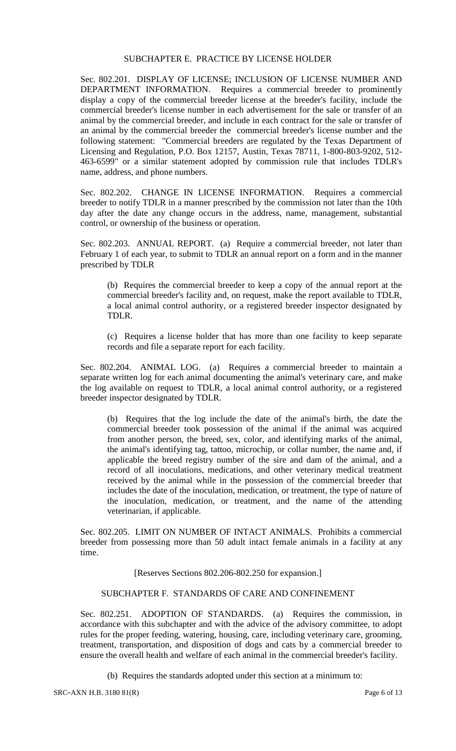## SUBCHAPTER E. PRACTICE BY LICENSE HOLDER

Sec. 802.201. DISPLAY OF LICENSE; INCLUSION OF LICENSE NUMBER AND DEPARTMENT INFORMATION. Requires a commercial breeder to prominently display a copy of the commercial breeder license at the breeder's facility, include the commercial breeder's license number in each advertisement for the sale or transfer of an animal by the commercial breeder, and include in each contract for the sale or transfer of an animal by the commercial breeder the commercial breeder's license number and the following statement: "Commercial breeders are regulated by the Texas Department of Licensing and Regulation, P.O. Box 12157, Austin, Texas 78711, 1-800-803-9202, 512-463-6599" or a similar statement adopted by commission rule that includes TDLR's name, address, and phone numbers.

Sec. 802.202. CHANGE IN LICENSE INFORMATION. Requires a commercial breeder to notify TDLR in a manner prescribed by the commission not later than the 10th day after the date any change occurs in the address, name, management, substantial control, or ownership of the business or operation.

Sec. 802.203. ANNUAL REPORT. (a) Require a commercial breeder, not later than February 1 of each year, to submit to TDLR an annual report on a form and in the manner prescribed by TDLR

(b) Requires the commercial breeder to keep a copy of the annual report at the commercial breeder's facility and, on request, make the report available to TDLR, a local animal control authority, or a registered breeder inspector designated by TDLR.

(c) Requires a license holder that has more than one facility to keep separate records and file a separate report for each facility.

Sec. 802.204. ANIMAL LOG. (a) Requires a commercial breeder to maintain a separate written log for each animal documenting the animal's veterinary care, and make the log available on request to TDLR, a local animal control authority, or a registered breeder inspector designated by TDLR.

(b) Requires that the log include the date of the animal's birth, the date the commercial breeder took possession of the animal if the animal was acquired from another person, the breed, sex, color, and identifying marks of the animal, the animal's identifying tag, tattoo, microchip, or collar number, the name and, if applicable the breed registry number of the sire and dam of the animal, and a record of all inoculations, medications, and other veterinary medical treatment received by the animal while in the possession of the commercial breeder that includes the date of the inoculation, medication, or treatment, the type of nature of the inoculation, medication, or treatment, and the name of the attending veterinarian, if applicable.

Sec. 802.205. LIMIT ON NUMBER OF INTACT ANIMALS. Prohibits a commercial breeder from possessing more than 50 adult intact female animals in a facility at any time.

[Reserves Sections 802.206-802.250 for expansion.]

## SUBCHAPTER F. STANDARDS OF CARE AND CONFINEMENT

Sec. 802.251. ADOPTION OF STANDARDS. (a) Requires the commission, in accordance with this subchapter and with the advice of the advisory committee, to adopt rules for the proper feeding, watering, housing, care, including veterinary care, grooming, treatment, transportation, and disposition of dogs and cats by a commercial breeder to ensure the overall health and welfare of each animal in the commercial breeder's facility.

(b) Requires the standards adopted under this section at a minimum to: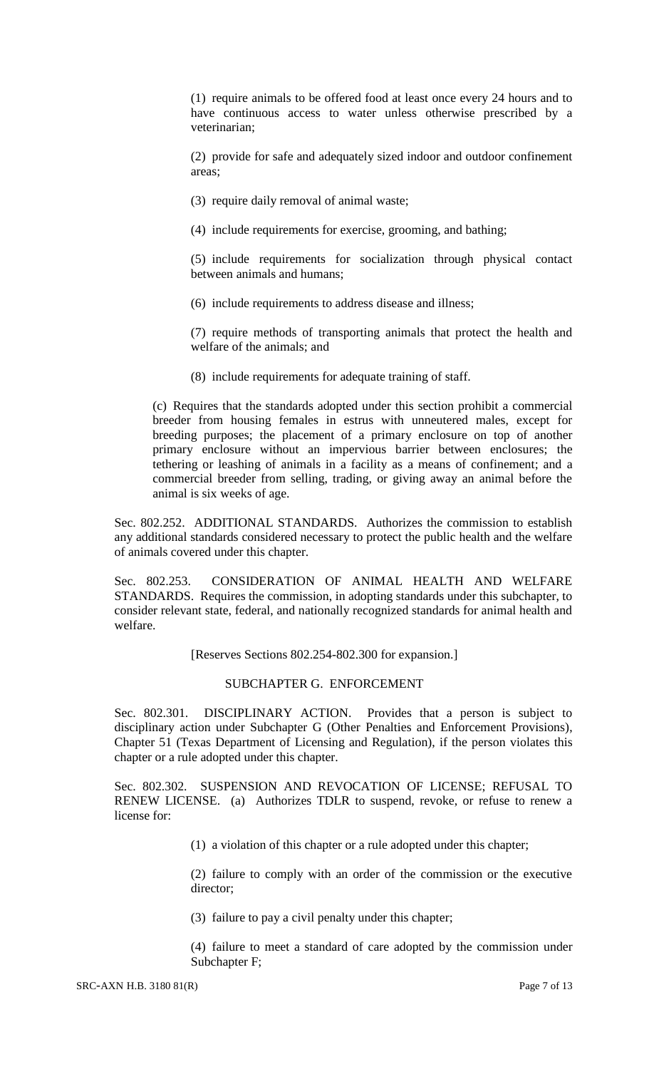(1) require animals to be offered food at least once every 24 hours and to have continuous access to water unless otherwise prescribed by a veterinarian;

(2) provide for safe and adequately sized indoor and outdoor confinement areas;

(3) require daily removal of animal waste;

(4) include requirements for exercise, grooming, and bathing;

(5) include requirements for socialization through physical contact between animals and humans;

(6) include requirements to address disease and illness;

(7) require methods of transporting animals that protect the health and welfare of the animals; and

(8) include requirements for adequate training of staff.

(c) Requires that the standards adopted under this section prohibit a commercial breeder from housing females in estrus with unneutered males, except for breeding purposes; the placement of a primary enclosure on top of another primary enclosure without an impervious barrier between enclosures; the tethering or leashing of animals in a facility as a means of confinement; and a commercial breeder from selling, trading, or giving away an animal before the animal is six weeks of age.

Sec. 802.252. ADDITIONAL STANDARDS. Authorizes the commission to establish any additional standards considered necessary to protect the public health and the welfare of animals covered under this chapter.

Sec. 802.253. CONSIDERATION OF ANIMAL HEALTH AND WELFARE STANDARDS. Requires the commission, in adopting standards under this subchapter, to consider relevant state, federal, and nationally recognized standards for animal health and welfare.

[Reserves Sections 802.254-802.300 for expansion.]

SUBCHAPTER G. ENFORCEMENT

Sec. 802.301. DISCIPLINARY ACTION. Provides that a person is subject to disciplinary action under Subchapter G (Other Penalties and Enforcement Provisions), Chapter 51 (Texas Department of Licensing and Regulation), if the person violates this chapter or a rule adopted under this chapter.

Sec. 802.302. SUSPENSION AND REVOCATION OF LICENSE; REFUSAL TO RENEW LICENSE. (a) Authorizes TDLR to suspend, revoke, or refuse to renew a license for:

(1) a violation of this chapter or a rule adopted under this chapter;

(2) failure to comply with an order of the commission or the executive director;

(3) failure to pay a civil penalty under this chapter;

(4) failure to meet a standard of care adopted by the commission under Subchapter F;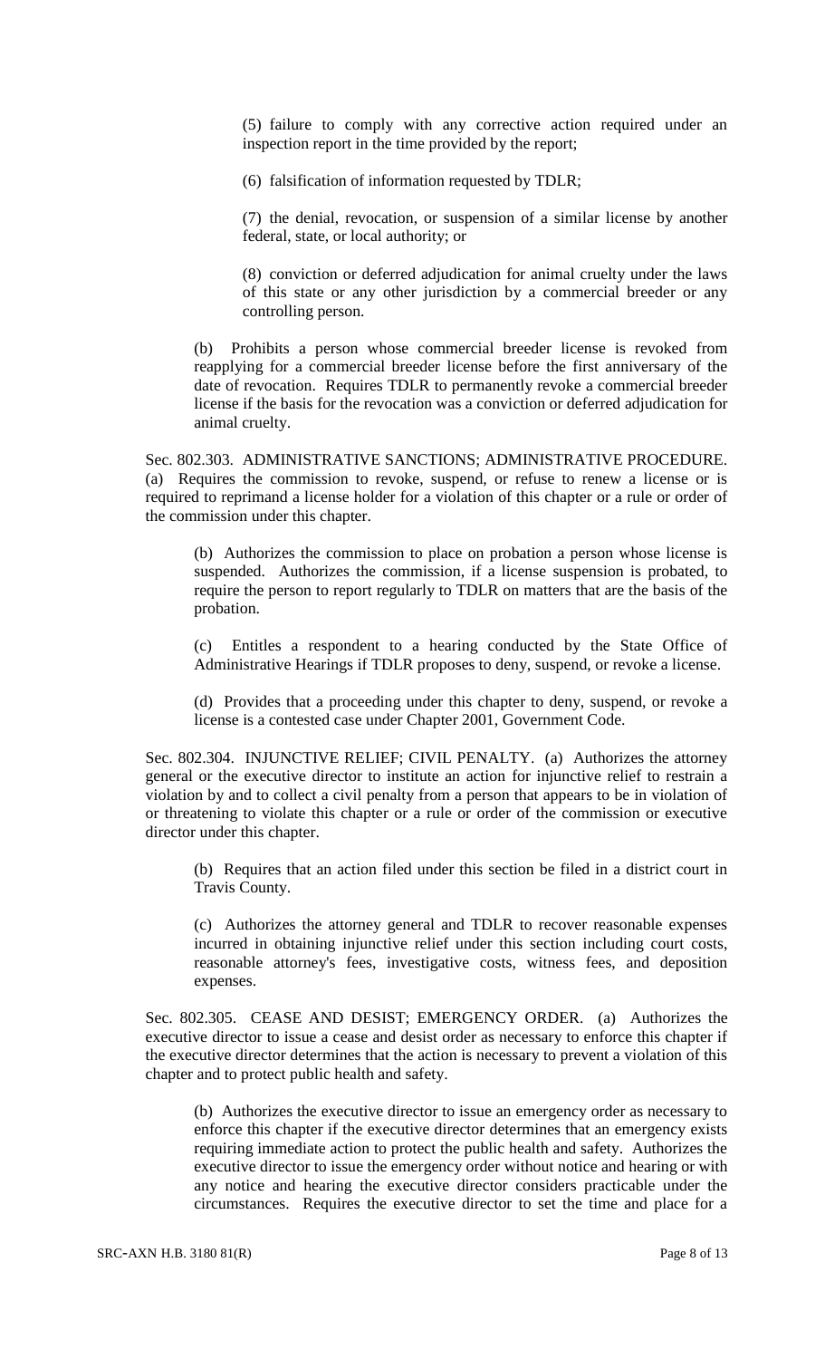(5) failure to comply with any corrective action required under an inspection report in the time provided by the report;

(6) falsification of information requested by TDLR;

(7) the denial, revocation, or suspension of a similar license by another federal, state, or local authority; or

(8) conviction or deferred adjudication for animal cruelty under the laws of this state or any other jurisdiction by a commercial breeder or any controlling person.

(b) Prohibits a person whose commercial breeder license is revoked from reapplying for a commercial breeder license before the first anniversary of the date of revocation. Requires TDLR to permanently revoke a commercial breeder license if the basis for the revocation was a conviction or deferred adjudication for animal cruelty.

Sec. 802.303. ADMINISTRATIVE SANCTIONS; ADMINISTRATIVE PROCEDURE. (a) Requires the commission to revoke, suspend, or refuse to renew a license or is required to reprimand a license holder for a violation of this chapter or a rule or order of the commission under this chapter.

(b) Authorizes the commission to place on probation a person whose license is suspended. Authorizes the commission, if a license suspension is probated, to require the person to report regularly to TDLR on matters that are the basis of the probation.

(c) Entitles a respondent to a hearing conducted by the State Office of Administrative Hearings if TDLR proposes to deny, suspend, or revoke a license.

(d) Provides that a proceeding under this chapter to deny, suspend, or revoke a license is a contested case under Chapter 2001, Government Code.

Sec. 802.304. INJUNCTIVE RELIEF; CIVIL PENALTY. (a) Authorizes the attorney general or the executive director to institute an action for injunctive relief to restrain a violation by and to collect a civil penalty from a person that appears to be in violation of or threatening to violate this chapter or a rule or order of the commission or executive director under this chapter.

(b) Requires that an action filed under this section be filed in a district court in Travis County.

(c) Authorizes the attorney general and TDLR to recover reasonable expenses incurred in obtaining injunctive relief under this section including court costs, reasonable attorney's fees, investigative costs, witness fees, and deposition expenses.

Sec. 802.305. CEASE AND DESIST; EMERGENCY ORDER. (a) Authorizes the executive director to issue a cease and desist order as necessary to enforce this chapter if the executive director determines that the action is necessary to prevent a violation of this chapter and to protect public health and safety.

(b) Authorizes the executive director to issue an emergency order as necessary to enforce this chapter if the executive director determines that an emergency exists requiring immediate action to protect the public health and safety. Authorizes the executive director to issue the emergency order without notice and hearing or with any notice and hearing the executive director considers practicable under the circumstances. Requires the executive director to set the time and place for a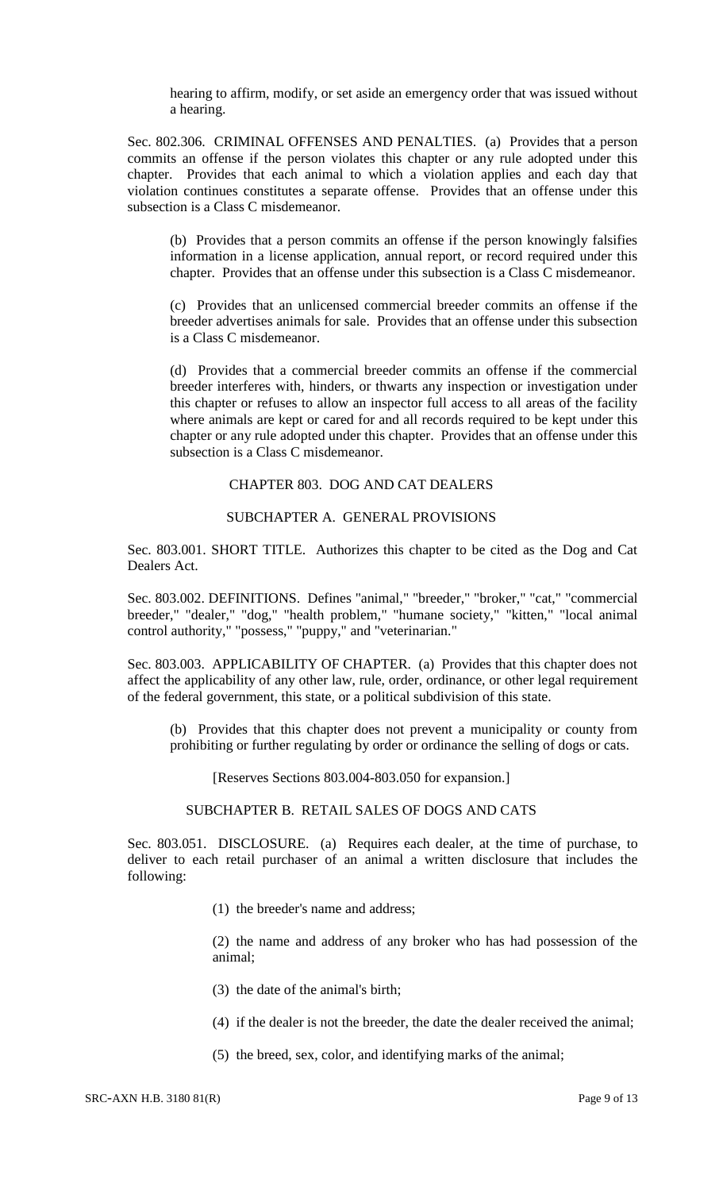hearing to affirm, modify, or set aside an emergency order that was issued without a hearing.

Sec. 802.306. CRIMINAL OFFENSES AND PENALTIES. (a) Provides that a person commits an offense if the person violates this chapter or any rule adopted under this chapter. Provides that each animal to which a violation applies and each day that violation continues constitutes a separate offense. Provides that an offense under this subsection is a Class C misdemeanor.

(b) Provides that a person commits an offense if the person knowingly falsifies information in a license application, annual report, or record required under this chapter. Provides that an offense under this subsection is a Class C misdemeanor.

(c) Provides that an unlicensed commercial breeder commits an offense if the breeder advertises animals for sale. Provides that an offense under this subsection is a Class C misdemeanor.

(d) Provides that a commercial breeder commits an offense if the commercial breeder interferes with, hinders, or thwarts any inspection or investigation under this chapter or refuses to allow an inspector full access to all areas of the facility where animals are kept or cared for and all records required to be kept under this chapter or any rule adopted under this chapter. Provides that an offense under this subsection is a Class C misdemeanor.

CHAPTER 803. DOG AND CAT DEALERS

SUBCHAPTER A. GENERAL PROVISIONS

Sec. 803.001. SHORT TITLE. Authorizes this chapter to be cited as the Dog and Cat Dealers Act.

Sec. 803.002. DEFINITIONS. Defines "animal," "breeder," "broker," "cat," "commercial breeder," "dealer," "dog," "health problem," "humane society," "kitten," "local animal control authority," "possess," "puppy," and "veterinarian."

Sec. 803.003. APPLICABILITY OF CHAPTER. (a) Provides that this chapter does not affect the applicability of any other law, rule, order, ordinance, or other legal requirement of the federal government, this state, or a political subdivision of this state.

(b) Provides that this chapter does not prevent a municipality or county from prohibiting or further regulating by order or ordinance the selling of dogs or cats.

[Reserves Sections 803.004-803.050 for expansion.]

SUBCHAPTER B. RETAIL SALES OF DOGS AND CATS

Sec. 803.051. DISCLOSURE. (a) Requires each dealer, at the time of purchase, to deliver to each retail purchaser of an animal a written disclosure that includes the following:

(1) the breeder's name and address;

(2) the name and address of any broker who has had possession of the animal;

(3) the date of the animal's birth;

(4) if the dealer is not the breeder, the date the dealer received the animal;

(5) the breed, sex, color, and identifying marks of the animal;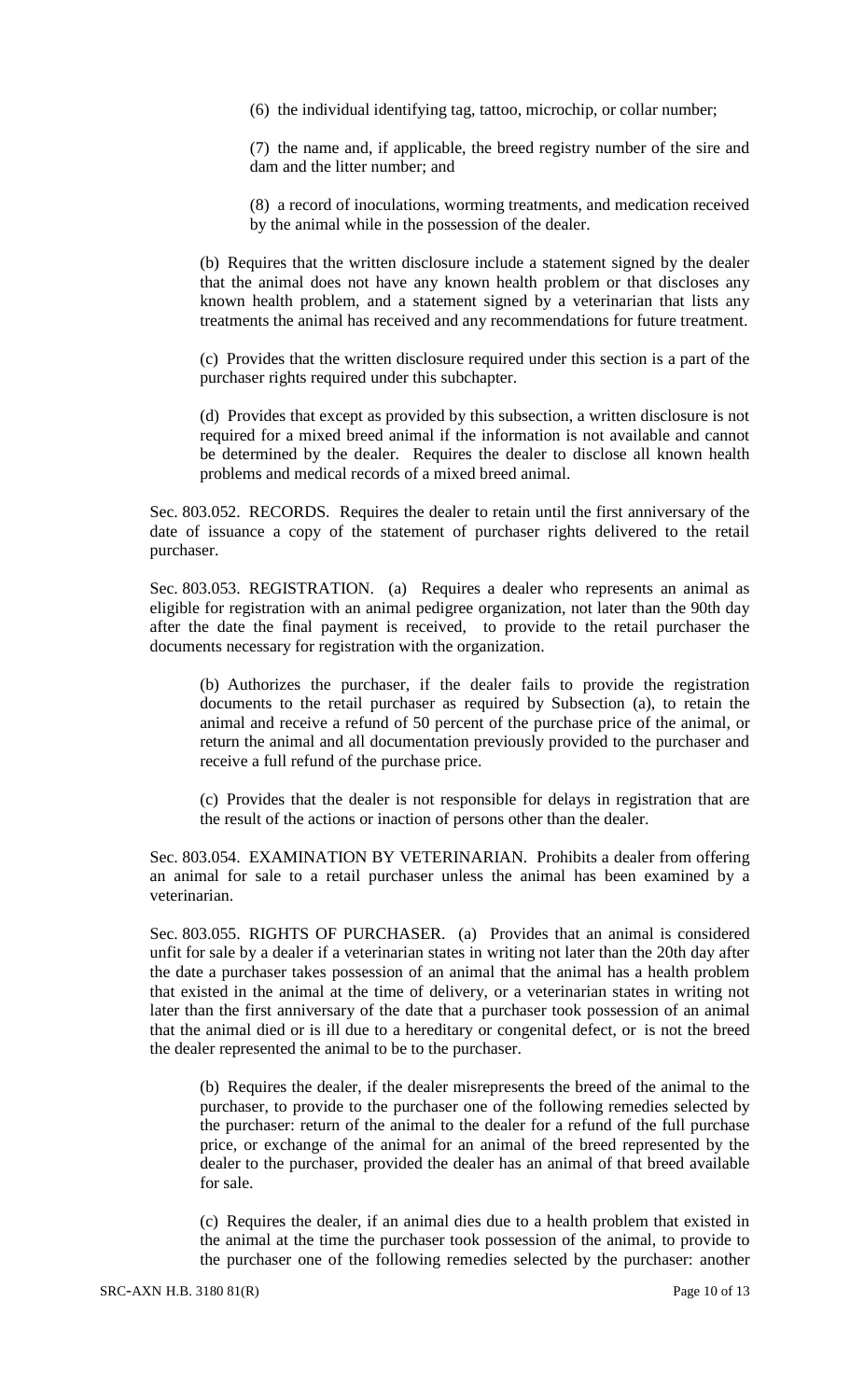(6) the individual identifying tag, tattoo, microchip, or collar number;

(7) the name and, if applicable, the breed registry number of the sire and dam and the litter number; and

(8) a record of inoculations, worming treatments, and medication received by the animal while in the possession of the dealer.

(b) Requires that the written disclosure include a statement signed by the dealer that the animal does not have any known health problem or that discloses any known health problem, and a statement signed by a veterinarian that lists any treatments the animal has received and any recommendations for future treatment.

(c) Provides that the written disclosure required under this section is a part of the purchaser rights required under this subchapter.

(d) Provides that except as provided by this subsection, a written disclosure is not required for a mixed breed animal if the information is not available and cannot be determined by the dealer. Requires the dealer to disclose all known health problems and medical records of a mixed breed animal.

Sec. 803.052. RECORDS. Requires the dealer to retain until the first anniversary of the date of issuance a copy of the statement of purchaser rights delivered to the retail purchaser.

Sec. 803.053. REGISTRATION. (a) Requires a dealer who represents an animal as eligible for registration with an animal pedigree organization, not later than the 90th day after the date the final payment is received, to provide to the retail purchaser the documents necessary for registration with the organization.

(b) Authorizes the purchaser, if the dealer fails to provide the registration documents to the retail purchaser as required by Subsection (a), to retain the animal and receive a refund of 50 percent of the purchase price of the animal, or return the animal and all documentation previously provided to the purchaser and receive a full refund of the purchase price.

(c) Provides that the dealer is not responsible for delays in registration that are the result of the actions or inaction of persons other than the dealer.

Sec. 803.054. EXAMINATION BY VETERINARIAN. Prohibits a dealer from offering an animal for sale to a retail purchaser unless the animal has been examined by a veterinarian.

Sec. 803.055. RIGHTS OF PURCHASER. (a) Provides that an animal is considered unfit for sale by a dealer if a veterinarian states in writing not later than the 20th day after the date a purchaser takes possession of an animal that the animal has a health problem that existed in the animal at the time of delivery, or a veterinarian states in writing not later than the first anniversary of the date that a purchaser took possession of an animal that the animal died or is ill due to a hereditary or congenital defect, or is not the breed the dealer represented the animal to be to the purchaser.

(b) Requires the dealer, if the dealer misrepresents the breed of the animal to the purchaser, to provide to the purchaser one of the following remedies selected by the purchaser: return of the animal to the dealer for a refund of the full purchase price, or exchange of the animal for an animal of the breed represented by the dealer to the purchaser, provided the dealer has an animal of that breed available for sale.

(c) Requires the dealer, if an animal dies due to a health problem that existed in the animal at the time the purchaser took possession of the animal, to provide to the purchaser one of the following remedies selected by the purchaser: another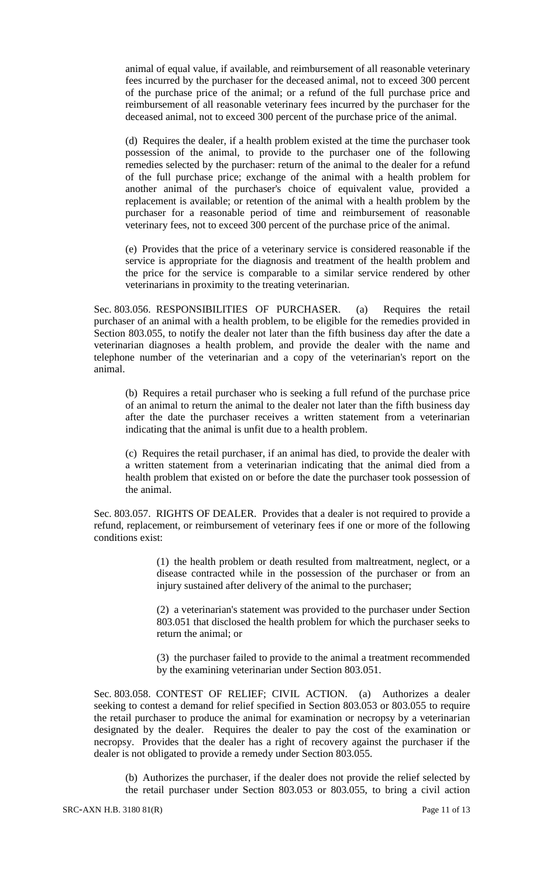animal of equal value, if available, and reimbursement of all reasonable veterinary fees incurred by the purchaser for the deceased animal, not to exceed 300 percent of the purchase price of the animal; or a refund of the full purchase price and reimbursement of all reasonable veterinary fees incurred by the purchaser for the deceased animal, not to exceed 300 percent of the purchase price of the animal.

(d) Requires the dealer, if a health problem existed at the time the purchaser took possession of the animal, to provide to the purchaser one of the following remedies selected by the purchaser: return of the animal to the dealer for a refund of the full purchase price; exchange of the animal with a health problem for another animal of the purchaser's choice of equivalent value, provided a replacement is available; or retention of the animal with a health problem by the purchaser for a reasonable period of time and reimbursement of reasonable veterinary fees, not to exceed 300 percent of the purchase price of the animal.

(e) Provides that the price of a veterinary service is considered reasonable if the service is appropriate for the diagnosis and treatment of the health problem and the price for the service is comparable to a similar service rendered by other veterinarians in proximity to the treating veterinarian.

Sec. 803.056. RESPONSIBILITIES OF PURCHASER. (a) Requires the retail purchaser of an animal with a health problem, to be eligible for the remedies provided in Section 803.055, to notify the dealer not later than the fifth business day after the date a veterinarian diagnoses a health problem, and provide the dealer with the name and telephone number of the veterinarian and a copy of the veterinarian's report on the animal.

(b) Requires a retail purchaser who is seeking a full refund of the purchase price of an animal to return the animal to the dealer not later than the fifth business day after the date the purchaser receives a written statement from a veterinarian indicating that the animal is unfit due to a health problem.

(c) Requires the retail purchaser, if an animal has died, to provide the dealer with a written statement from a veterinarian indicating that the animal died from a health problem that existed on or before the date the purchaser took possession of the animal.

Sec. 803.057. RIGHTS OF DEALER. Provides that a dealer is not required to provide a refund, replacement, or reimbursement of veterinary fees if one or more of the following conditions exist:

(1) the health problem or death resulted from maltreatment, neglect, or a disease contracted while in the possession of the purchaser or from an injury sustained after delivery of the animal to the purchaser;

(2) a veterinarian's statement was provided to the purchaser under Section 803.051 that disclosed the health problem for which the purchaser seeks to return the animal; or

(3) the purchaser failed to provide to the animal a treatment recommended by the examining veterinarian under Section 803.051.

Sec. 803.058. CONTEST OF RELIEF; CIVIL ACTION. (a) Authorizes a dealer seeking to contest a demand for relief specified in Section 803.053 or 803.055 to require the retail purchaser to produce the animal for examination or necropsy by a veterinarian designated by the dealer. Requires the dealer to pay the cost of the examination or necropsy. Provides that the dealer has a right of recovery against the purchaser if the dealer is not obligated to provide a remedy under Section 803.055.

(b) Authorizes the purchaser, if the dealer does not provide the relief selected by the retail purchaser under Section 803.053 or 803.055, to bring a civil action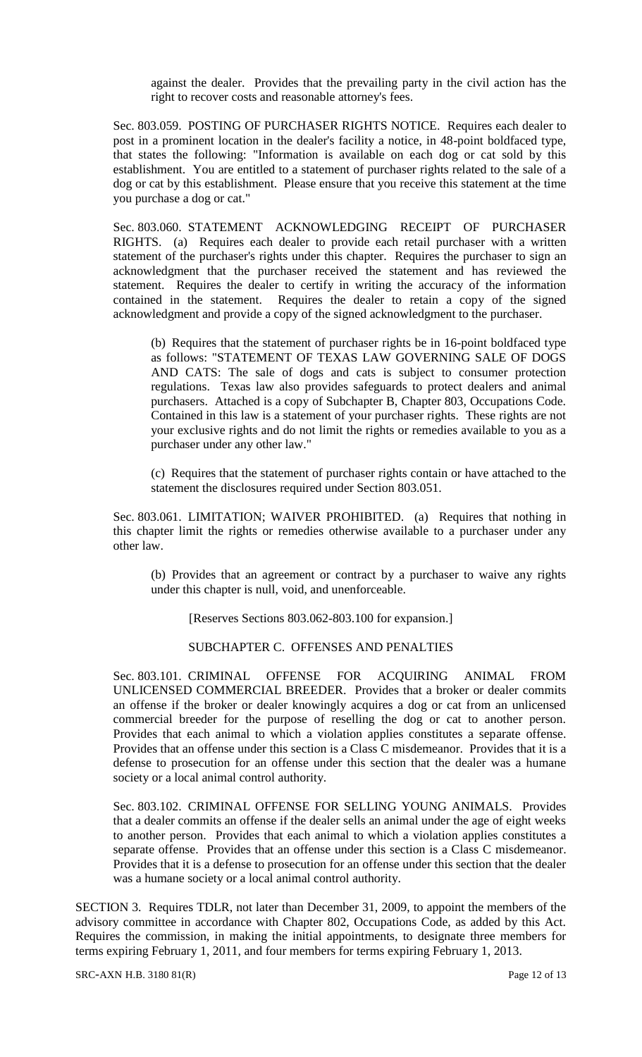against the dealer. Provides that the prevailing party in the civil action has the right to recover costs and reasonable attorney's fees.

Sec. 803.059. POSTING OF PURCHASER RIGHTS NOTICE. Requires each dealer to post in a prominent location in the dealer's facility a notice, in 48-point boldfaced type, that states the following: "Information is available on each dog or cat sold by this establishment. You are entitled to a statement of purchaser rights related to the sale of a dog or cat by this establishment. Please ensure that you receive this statement at the time you purchase a dog or cat."

Sec. 803.060. STATEMENT ACKNOWLEDGING RECEIPT OF PURCHASER RIGHTS. (a) Requires each dealer to provide each retail purchaser with a written statement of the purchaser's rights under this chapter. Requires the purchaser to sign an acknowledgment that the purchaser received the statement and has reviewed the statement. Requires the dealer to certify in writing the accuracy of the information contained in the statement. Requires the dealer to retain a copy of the signed acknowledgment and provide a copy of the signed acknowledgment to the purchaser.

(b) Requires that the statement of purchaser rights be in 16-point boldfaced type as follows: "STATEMENT OF TEXAS LAW GOVERNING SALE OF DOGS AND CATS: The sale of dogs and cats is subject to consumer protection regulations. Texas law also provides safeguards to protect dealers and animal purchasers. Attached is a copy of Subchapter B, Chapter 803, Occupations Code. Contained in this law is a statement of your purchaser rights. These rights are not your exclusive rights and do not limit the rights or remedies available to you as a purchaser under any other law."

(c) Requires that the statement of purchaser rights contain or have attached to the statement the disclosures required under Section 803.051.

Sec. 803.061. LIMITATION; WAIVER PROHIBITED. (a) Requires that nothing in this chapter limit the rights or remedies otherwise available to a purchaser under any other law.

(b) Provides that an agreement or contract by a purchaser to waive any rights under this chapter is null, void, and unenforceable.

[Reserves Sections 803.062-803.100 for expansion.]

SUBCHAPTER C. OFFENSES AND PENALTIES

Sec. 803.101. CRIMINAL OFFENSE FOR ACQUIRING ANIMAL FROM UNLICENSED COMMERCIAL BREEDER. Provides that a broker or dealer commits an offense if the broker or dealer knowingly acquires a dog or cat from an unlicensed commercial breeder for the purpose of reselling the dog or cat to another person. Provides that each animal to which a violation applies constitutes a separate offense. Provides that an offense under this section is a Class C misdemeanor. Provides that it is a defense to prosecution for an offense under this section that the dealer was a humane society or a local animal control authority.

Sec. 803.102. CRIMINAL OFFENSE FOR SELLING YOUNG ANIMALS. Provides that a dealer commits an offense if the dealer sells an animal under the age of eight weeks to another person. Provides that each animal to which a violation applies constitutes a separate offense. Provides that an offense under this section is a Class C misdemeanor. Provides that it is a defense to prosecution for an offense under this section that the dealer was a humane society or a local animal control authority.

SECTION 3. Requires TDLR, not later than December 31, 2009, to appoint the members of the advisory committee in accordance with Chapter 802, Occupations Code, as added by this Act. Requires the commission, in making the initial appointments, to designate three members for terms expiring February 1, 2011, and four members for terms expiring February 1, 2013.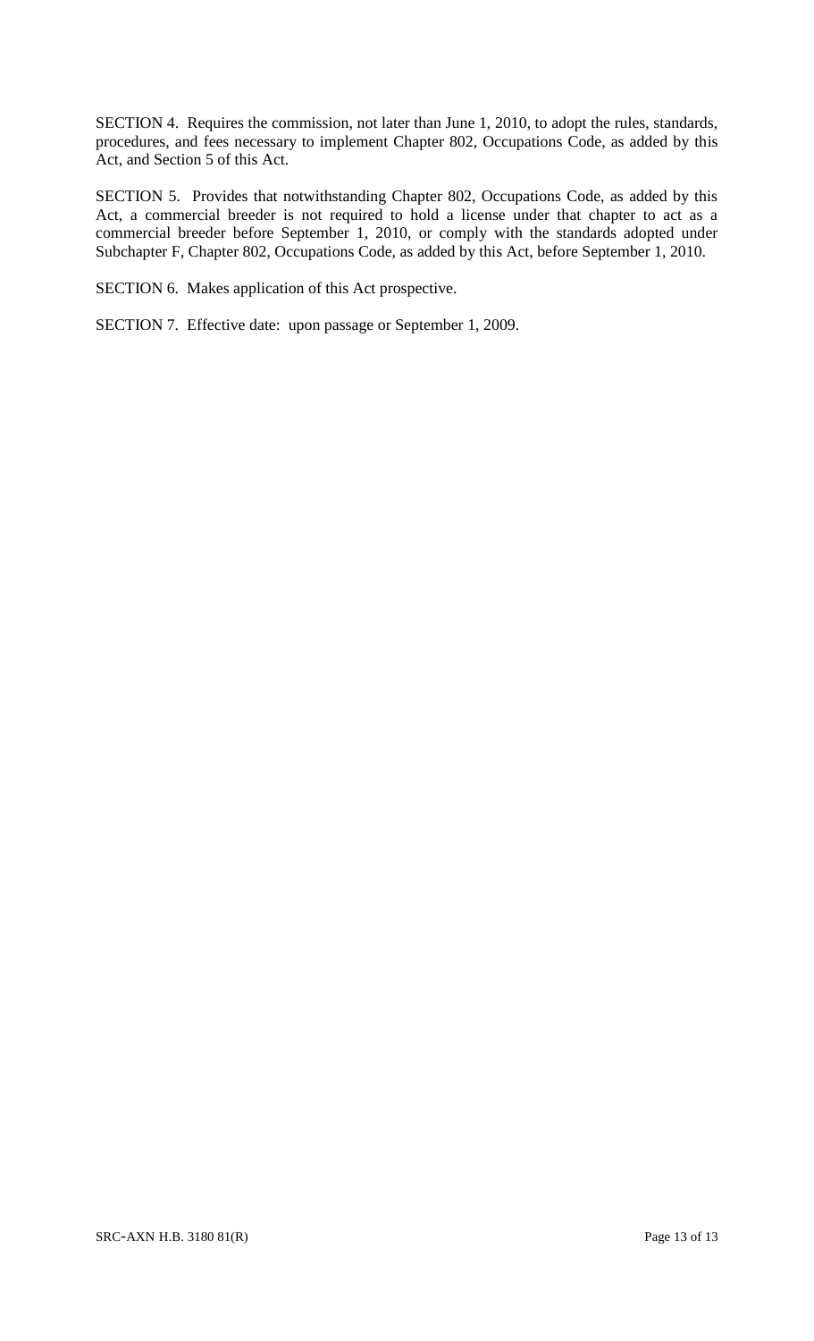SECTION 4. Requires the commission, not later than June 1, 2010, to adopt the rules, standards, procedures, and fees necessary to implement Chapter 802, Occupations Code, as added by this Act, and Section 5 of this Act.

SECTION 5. Provides that notwithstanding Chapter 802, Occupations Code, as added by this Act, a commercial breeder is not required to hold a license under that chapter to act as a commercial breeder before September 1, 2010, or comply with the standards adopted under Subchapter F, Chapter 802, Occupations Code, as added by this Act, before September 1, 2010.

SECTION 6. Makes application of this Act prospective.

SECTION 7. Effective date: upon passage or September 1, 2009.